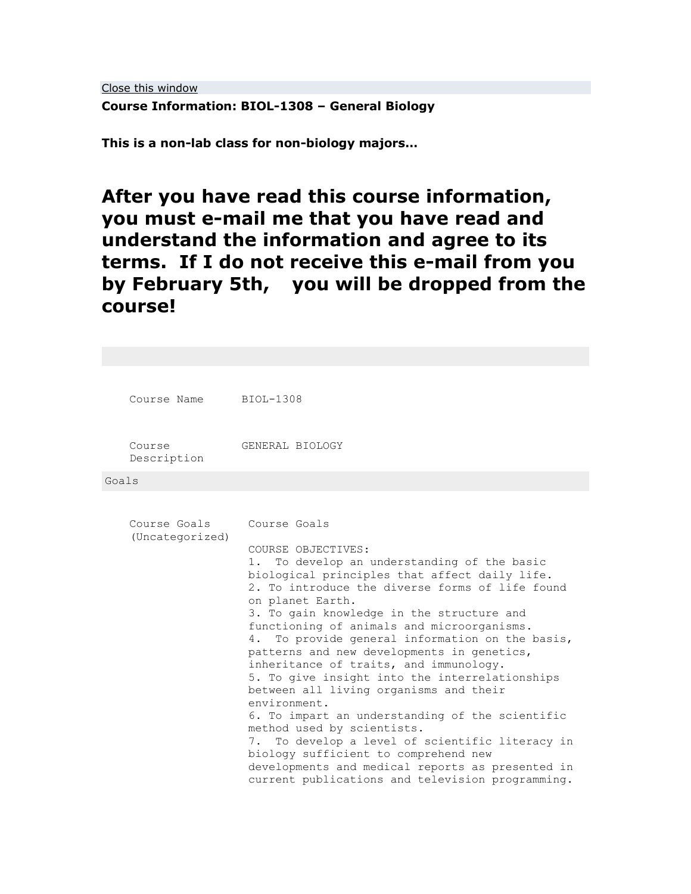Close this window

**Course Information: BIOL-1308 – General Biology**

**This is a non-lab class for non-biology majors…**

# After you have read this course information, you must e-mail me that you have read and understand the information and agree to its terms. If I do not receive this e-mail from you by February 5th, you will be dropped from the course!

| | |
|---|---|
| Course Name | BIOL-1308 |
| Course Description | GENERAL BIOLOGY |

Goals

| | |
|---|---|
| Course Goals (Uncategorized) | Course Goals<br><br>COURSE OBJECTIVES:<br>1. To develop an understanding of the basic biological principles that affect daily life.<br>2. To introduce the diverse forms of life found on planet Earth.<br>3. To gain knowledge in the structure and functioning of animals and microorganisms.<br>4. To provide general information on the basis, patterns and new developments in genetics, inheritance of traits, and immunology.<br>5. To give insight into the interrelationships between all living organisms and their environment.<br>6. To impart an understanding of the scientific method used by scientists.<br>7. To develop a level of scientific literacy in biology sufficient to comprehend new developments and medical reports as presented in current publications and television programming. |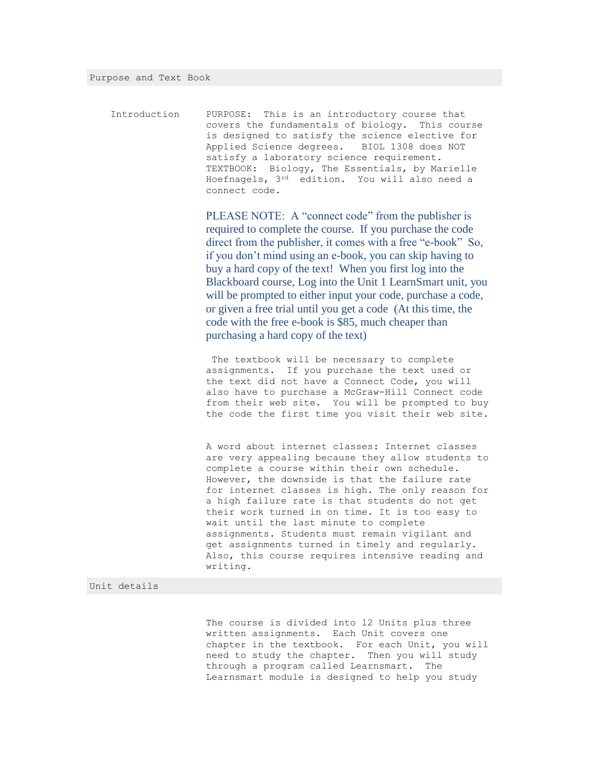## Purpose and Text Book

**Introduction**

PURPOSE: This is an introductory course that covers the fundamentals of biology. This course is designed to satisfy the science elective for Applied Science degrees. BIOL 1308 does NOT satisfy a laboratory science requirement. TEXTBOOK: Biology, The Essentials, by Marielle Hoefnagels, 3rd edition. You will also need a connect code.

PLEASE NOTE: A "connect code" from the publisher is required to complete the course. If you purchase the code direct from the publisher, it comes with a free "e-book" So, if you don't mind using an e-book, you can skip having to buy a hard copy of the text! When you first log into the Blackboard course, Log into the Unit 1 LearnSmart unit, you will be prompted to either input your code, purchase a code, or given a free trial until you get a code (At this time, the code with the free e-book is $85, much cheaper than purchasing a hard copy of the text)

The textbook will be necessary to complete assignments. If you purchase the text used or the text did not have a Connect Code, you will also have to purchase a McGraw-Hill Connect code from their web site. You will be prompted to buy the code the first time you visit their web site.

A word about internet classes: Internet classes are very appealing because they allow students to complete a course within their own schedule. However, the downside is that the failure rate for internet classes is high. The only reason for a high failure rate is that students do not get their work turned in on time. It is too easy to wait until the last minute to complete assignments. Students must remain vigilant and get assignments turned in timely and regularly. Also, this course requires intensive reading and writing.

## Unit details

The course is divided into 12 Units plus three written assignments. Each Unit covers one chapter in the textbook. For each Unit, you will need to study the chapter. Then you will study through a program called Learnsmart. The Learnsmart module is designed to help you study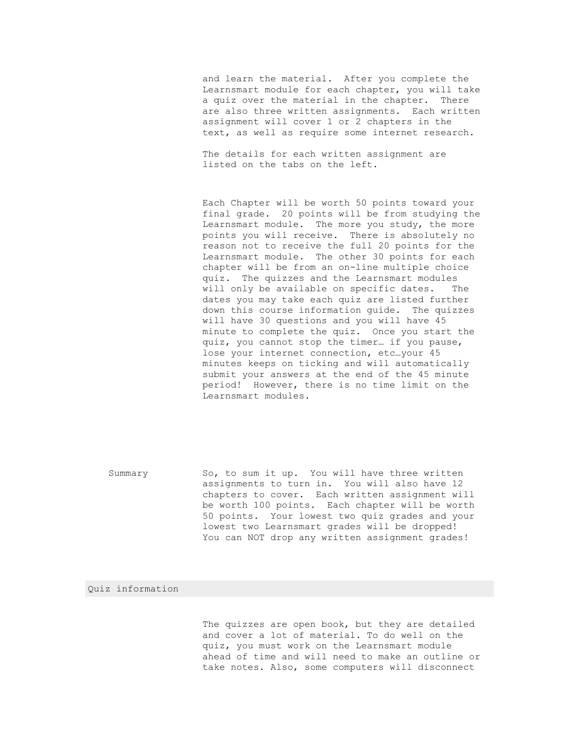and learn the material. After you complete the Learnsmart module for each chapter, you will take a quiz over the material in the chapter. There are also three written assignments. Each written assignment will cover 1 or 2 chapters in the text, as well as require some internet research.

The details for each written assignment are listed on the tabs on the left.

Each Chapter will be worth 50 points toward your final grade. 20 points will be from studying the Learnsmart module. The more you study, the more points you will receive. There is absolutely no reason not to receive the full 20 points for the Learnsmart module. The other 30 points for each chapter will be from an on-line multiple choice quiz. The quizzes and the Learnsmart modules will only be available on specific dates. The dates you may take each quiz are listed further down this course information guide. The quizzes will have 30 questions and you will have 45 minute to complete the quiz. Once you start the quiz, you cannot stop the timer… if you pause, lose your internet connection, etc…your 45 minutes keeps on ticking and will automatically submit your answers at the end of the 45 minute period! However, there is no time limit on the Learnsmart modules.

**Summary**

So, to sum it up. You will have three written assignments to turn in. You will also have 12 chapters to cover. Each written assignment will be worth 100 points. Each chapter will be worth 50 points. Your lowest two quiz grades and your lowest two Learnsmart grades will be dropped! You can NOT drop any written assignment grades!

## Quiz information

The quizzes are open book, but they are detailed and cover a lot of material. To do well on the quiz, you must work on the Learnsmart module ahead of time and will need to make an outline or take notes. Also, some computers will disconnect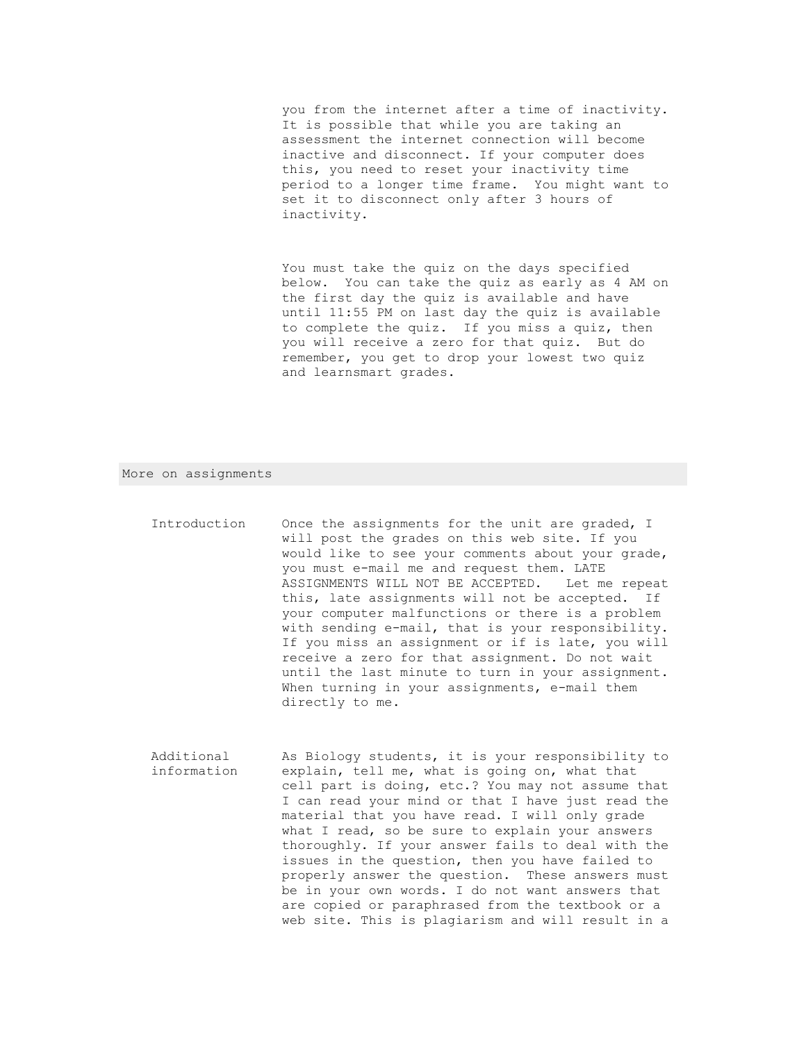you from the internet after a time of inactivity. It is possible that while you are taking an assessment the internet connection will become inactive and disconnect. If your computer does this, you need to reset your inactivity time period to a longer time frame. You might want to set it to disconnect only after 3 hours of inactivity.

You must take the quiz on the days specified below. You can take the quiz as early as 4 AM on the first day the quiz is available and have until 11:55 PM on last day the quiz is available to complete the quiz. If you miss a quiz, then you will receive a zero for that quiz. But do remember, you get to drop your lowest two quiz and learnsmart grades.

## More on assignments

| | |
|---|---|
| Introduction | Once the assignments for the unit are graded, I will post the grades on this web site. If you would like to see your comments about your grade, you must e-mail me and request them. LATE ASSIGNMENTS WILL NOT BE ACCEPTED. Let me repeat this, late assignments will not be accepted. If your computer malfunctions or there is a problem with sending e-mail, that is your responsibility. If you miss an assignment or if is late, you will receive a zero for that assignment. Do not wait until the last minute to turn in your assignment. When turning in your assignments, e-mail them directly to me. |
| Additional information | As Biology students, it is your responsibility to explain, tell me, what is going on, what that cell part is doing, etc.? You may not assume that I can read your mind or that I have just read the material that you have read. I will only grade what I read, so be sure to explain your answers thoroughly. If your answer fails to deal with the issues in the question, then you have failed to properly answer the question. These answers must be in your own words. I do not want answers that are copied or paraphrased from the textbook or a web site. This is plagiarism and will result in a |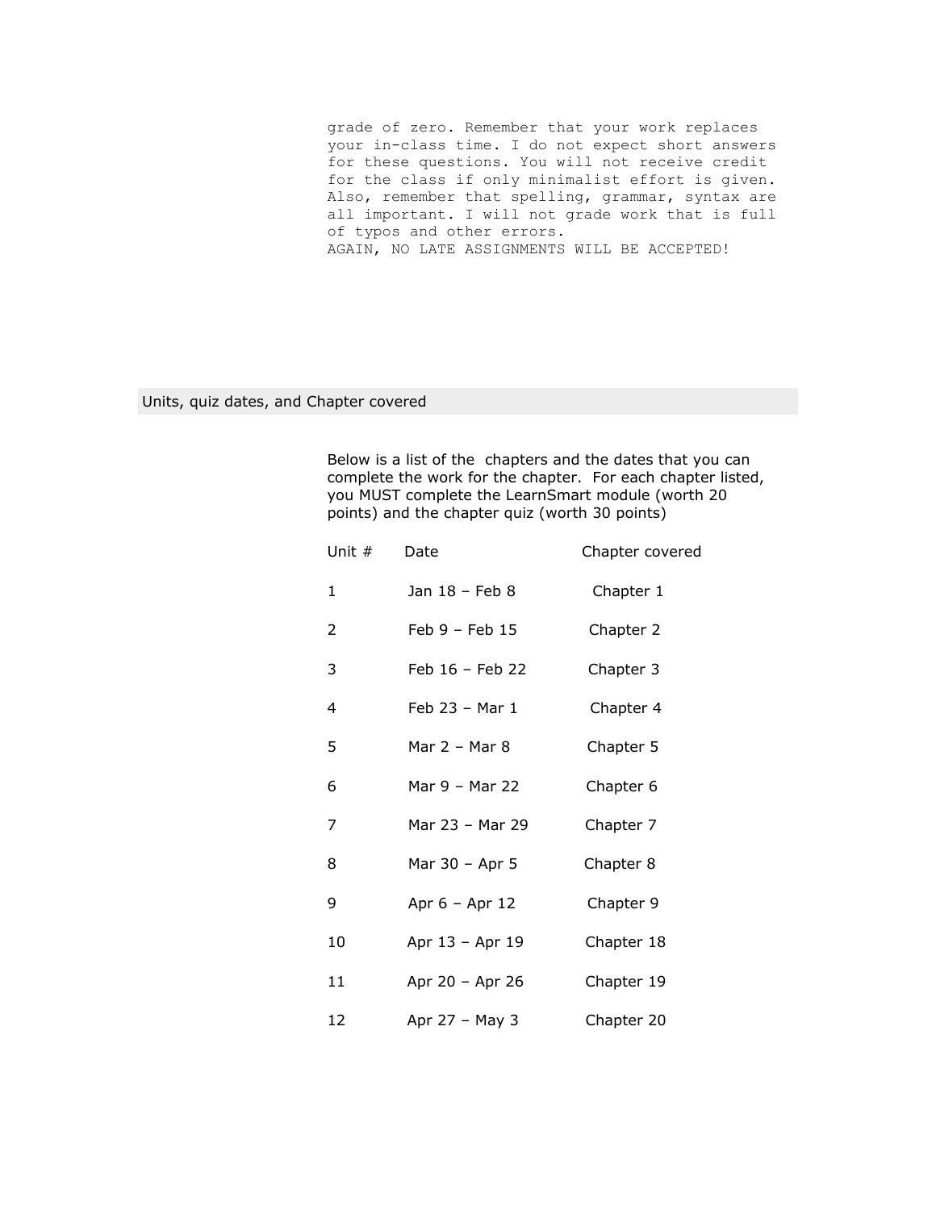grade of zero. Remember that your work replaces your in-class time. I do not expect short answers for these questions. You will not receive credit for the class if only minimalist effort is given. Also, remember that spelling, grammar, syntax are all important. I will not grade work that is full of typos and other errors.
AGAIN, NO LATE ASSIGNMENTS WILL BE ACCEPTED!

## Units, quiz dates, and Chapter covered

Below is a list of the chapters and the dates that you can complete the work for the chapter. For each chapter listed, you MUST complete the LearnSmart module (worth 20 points) and the chapter quiz (worth 30 points)

| Unit # | Date | Chapter covered |
|---|---|---|
| 1 | Jan 18 – Feb 8 | Chapter 1 |
| 2 | Feb 9 – Feb 15 | Chapter 2 |
| 3 | Feb 16 – Feb 22 | Chapter 3 |
| 4 | Feb 23 – Mar 1 | Chapter 4 |
| 5 | Mar 2 – Mar 8 | Chapter 5 |
| 6 | Mar 9 – Mar 22 | Chapter 6 |
| 7 | Mar 23 – Mar 29 | Chapter 7 |
| 8 | Mar 30 – Apr 5 | Chapter 8 |
| 9 | Apr 6 – Apr 12 | Chapter 9 |
| 10 | Apr 13 – Apr 19 | Chapter 18 |
| 11 | Apr 20 – Apr 26 | Chapter 19 |
| 12 | Apr 27 – May 3 | Chapter 20 |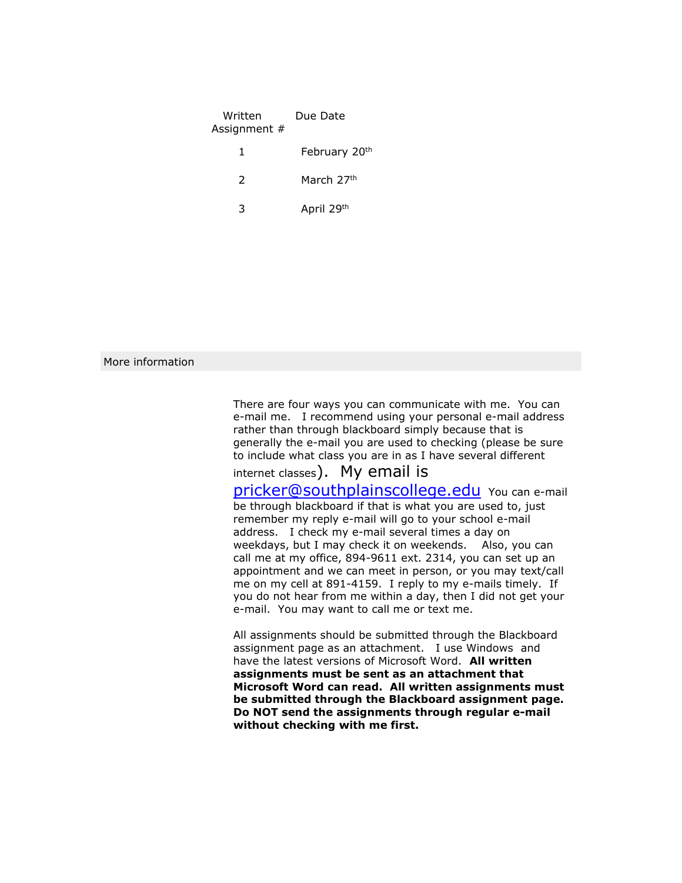| Written Assignment # | Due Date |
|---|---|
| 1 | February 20th |
| 2 | March 27th |
| 3 | April 29th |

## More information

There are four ways you can communicate with me. You can e-mail me. I recommend using your personal e-mail address rather than through blackboard simply because that is generally the e-mail you are used to checking (please be sure to include what class you are in as I have several different internet classes). My email is [pricker@southplainscollege.edu](mailto:pricker@southplainscollege.edu) You can e-mail be through blackboard if that is what you are used to, just remember my reply e-mail will go to your school e-mail address. I check my e-mail several times a day on weekdays, but I may check it on weekends. Also, you can call me at my office, 894-9611 ext. 2314, you can set up an appointment and we can meet in person, or you may text/call me on my cell at 891-4159. I reply to my e-mails timely. If you do not hear from me within a day, then I did not get your e-mail. You may want to call me or text me.

All assignments should be submitted through the Blackboard assignment page as an attachment. I use Windows and have the latest versions of Microsoft Word. **All written assignments must be sent as an attachment that Microsoft Word can read. All written assignments must be submitted through the Blackboard assignment page. Do NOT send the assignments through regular e-mail without checking with me first.**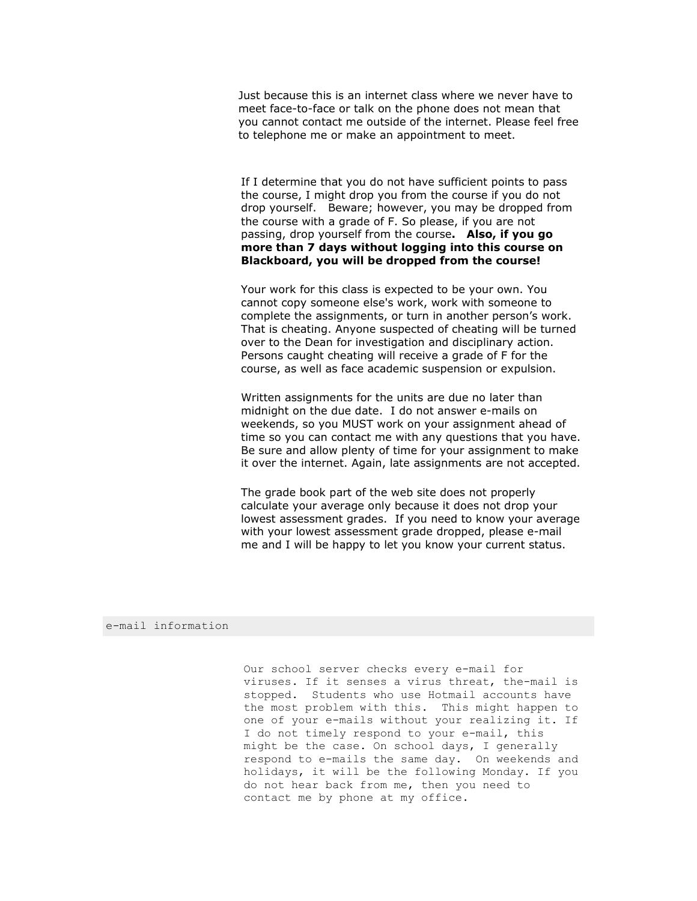Just because this is an internet class where we never have to meet face-to-face or talk on the phone does not mean that you cannot contact me outside of the internet. Please feel free to telephone me or make an appointment to meet.

If I determine that you do not have sufficient points to pass the course, I might drop you from the course if you do not drop yourself. Beware; however, you may be dropped from the course with a grade of F. So please, if you are not passing, drop yourself from the course**. Also, if you go more than 7 days without logging into this course on Blackboard, you will be dropped from the course!**

Your work for this class is expected to be your own. You cannot copy someone else's work, work with someone to complete the assignments, or turn in another person's work. That is cheating. Anyone suspected of cheating will be turned over to the Dean for investigation and disciplinary action. Persons caught cheating will receive a grade of F for the course, as well as face academic suspension or expulsion.

Written assignments for the units are due no later than midnight on the due date. I do not answer e-mails on weekends, so you MUST work on your assignment ahead of time so you can contact me with any questions that you have. Be sure and allow plenty of time for your assignment to make it over the internet. Again, late assignments are not accepted.

The grade book part of the web site does not properly calculate your average only because it does not drop your lowest assessment grades. If you need to know your average with your lowest assessment grade dropped, please e-mail me and I will be happy to let you know your current status.

## e-mail information

Our school server checks every e-mail for viruses. If it senses a virus threat, the-mail is stopped. Students who use Hotmail accounts have the most problem with this. This might happen to one of your e-mails without your realizing it. If I do not timely respond to your e-mail, this might be the case. On school days, I generally respond to e-mails the same day. On weekends and holidays, it will be the following Monday. If you do not hear back from me, then you need to contact me by phone at my office.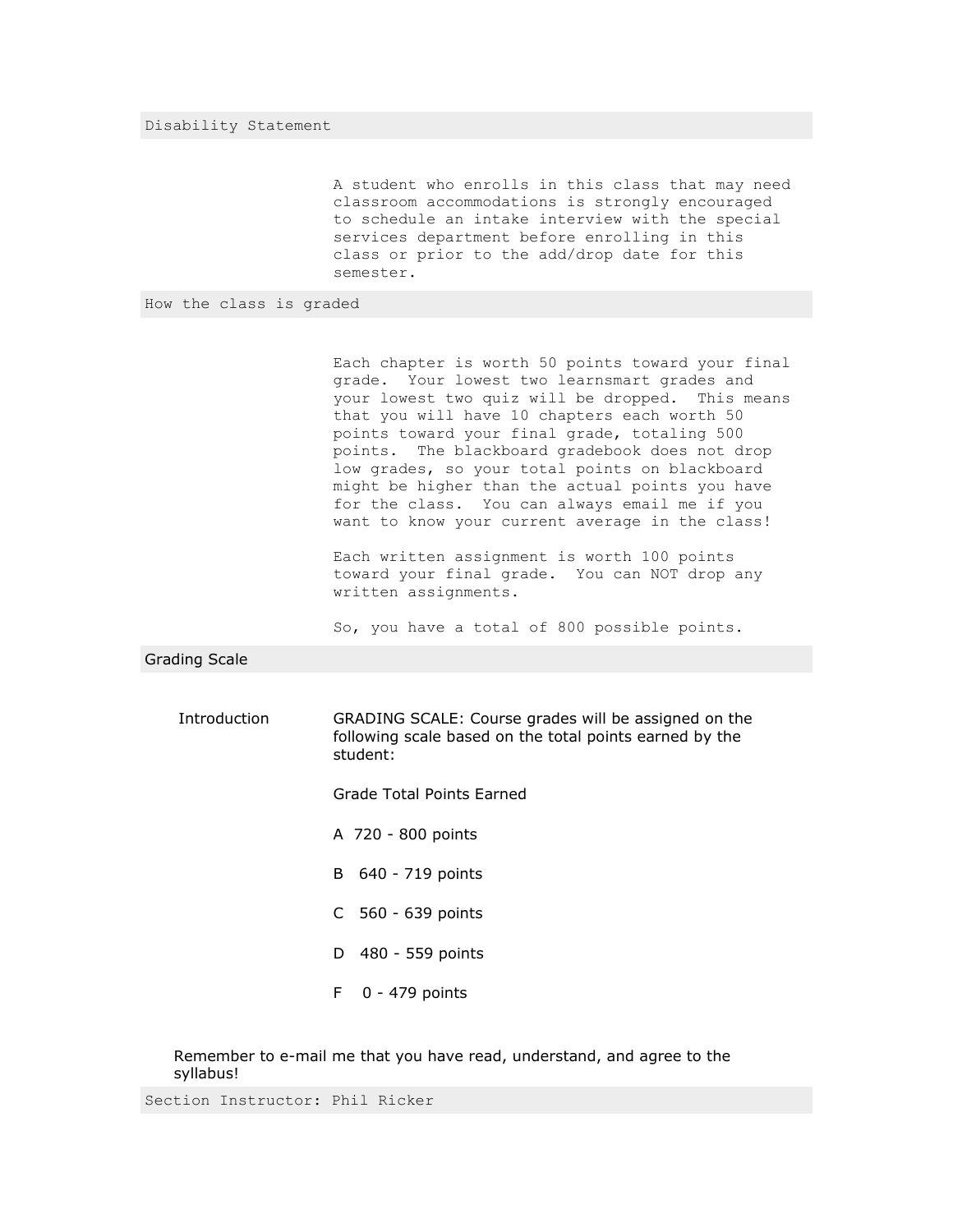## Disability Statement

A student who enrolls in this class that may need classroom accommodations is strongly encouraged to schedule an intake interview with the special services department before enrolling in this class or prior to the add/drop date for this semester.

## How the class is graded

Each chapter is worth 50 points toward your final grade. Your lowest two learnsmart grades and your lowest two quiz will be dropped. This means that you will have 10 chapters each worth 50 points toward your final grade, totaling 500 points. The blackboard gradebook does not drop low grades, so your total points on blackboard might be higher than the actual points you have for the class. You can always email me if you want to know your current average in the class!

Each written assignment is worth 100 points toward your final grade. You can NOT drop any written assignments.

So, you have a total of 800 possible points.

## Grading Scale

**Introduction**

GRADING SCALE: Course grades will be assigned on the following scale based on the total points earned by the student:

| Grade | Total Points Earned |
|---|---|
| A | 720 - 800 points |
| B | 640 - 719 points |
| C | 560 - 639 points |
| D | 480 - 559 points |
| F | 0 - 479 points |

Remember to e-mail me that you have read, understand, and agree to the syllabus!

## Section Instructor: Phil Ricker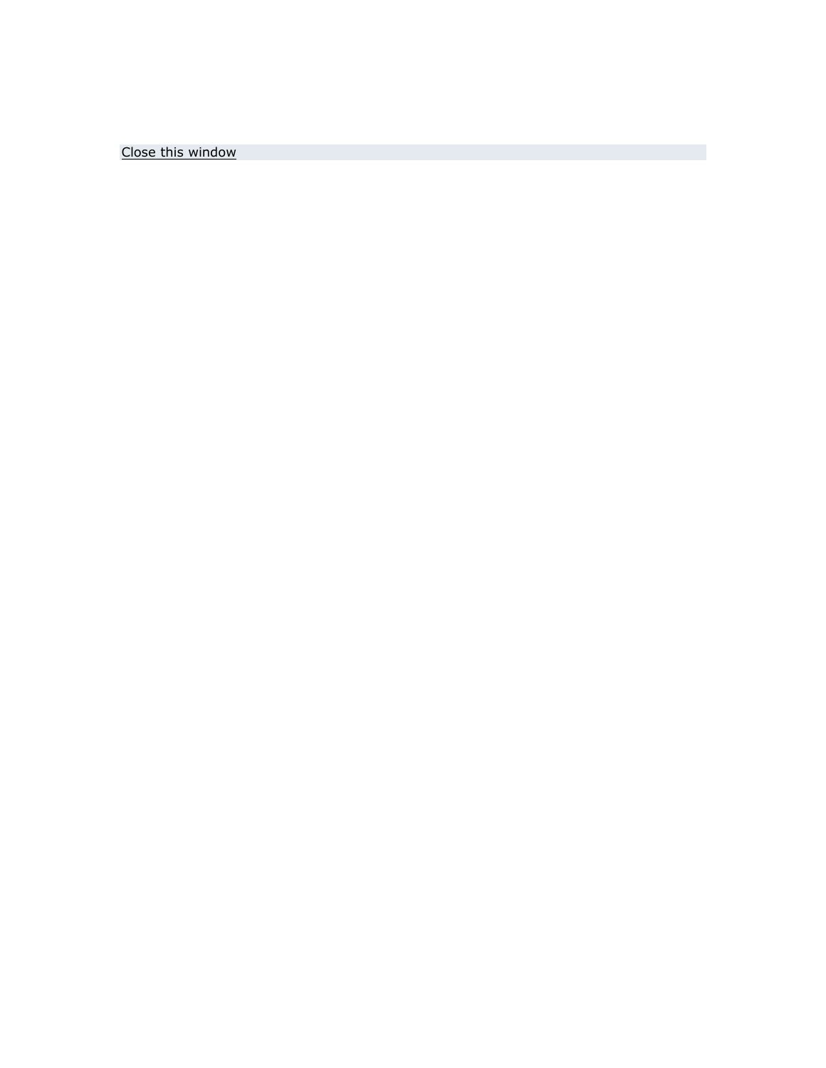Close this window